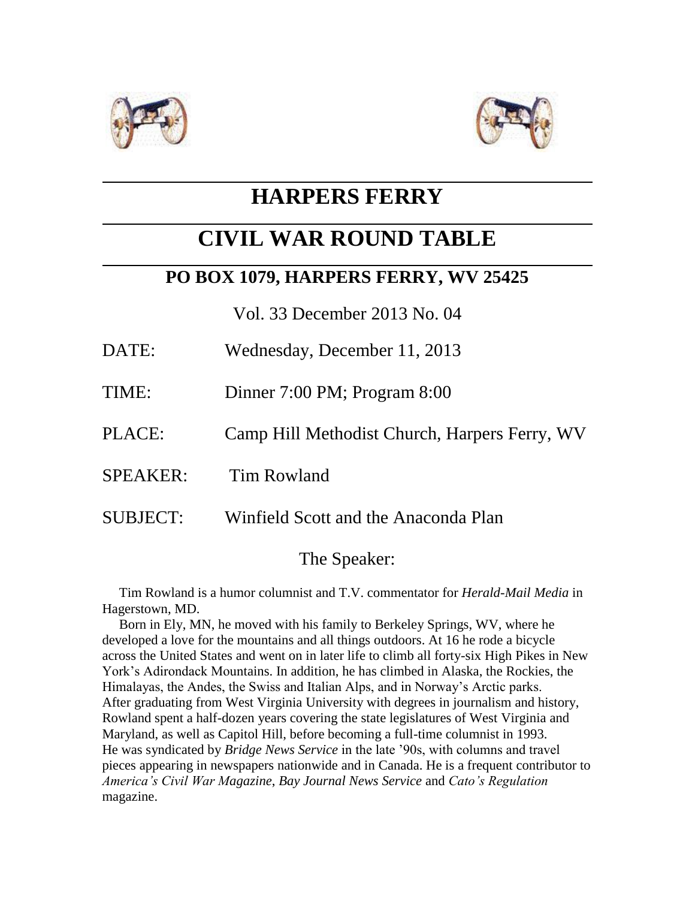# HARPERS FERRY

# CIVIL WAR ROUND TABLE

## PO BOX 1079, HARPERS FERRY, WV 25425

Vol. 33 December 2013 No. 04

DATE: Wednesday, December 11, 2013

TIME: Dinner 7:00 PM; Program 8:00

PLACE: Camp Hill Methodist Church, Harpers Ferry, WV

SPEAKER: Tim Rowland

SUBJECT: Winfield Scott and the Anaconda Plan

### The Speaker:

Tim Rowland is a humor columnist and T.V. commentator for *Herald-Mail Media* in Hagerstown, MD.

Born in Ely, MN, he moved with his family to Berkeley Springs, WV, where he developed a love for the mountains and all things outdoors. At 16 he rode a bicycle across the United States and went on in later life to climb all forty-six High Pikes in New York's Adirondack Mountains. In addition, he has climbed in Alaska, the Rockies, the Himalayas, the Andes, the Swiss and Italian Alps, and in Norway's Arctic parks.

After graduating from West Virginia University with degrees in journalism and history, Rowland spent a half-dozen years covering the state legislatures of West Virginia and Maryland, as well as Capitol Hill, before becoming a full-time columnist in 1993.

He was syndicated by *Bridge News Service* in the late '90s, with columns and travel pieces appearing in newspapers nationwide and in Canada. He is a frequent contributor to *America's Civil War Magazine*, *Bay Journal News Service* and *Cato's Regulation* magazine.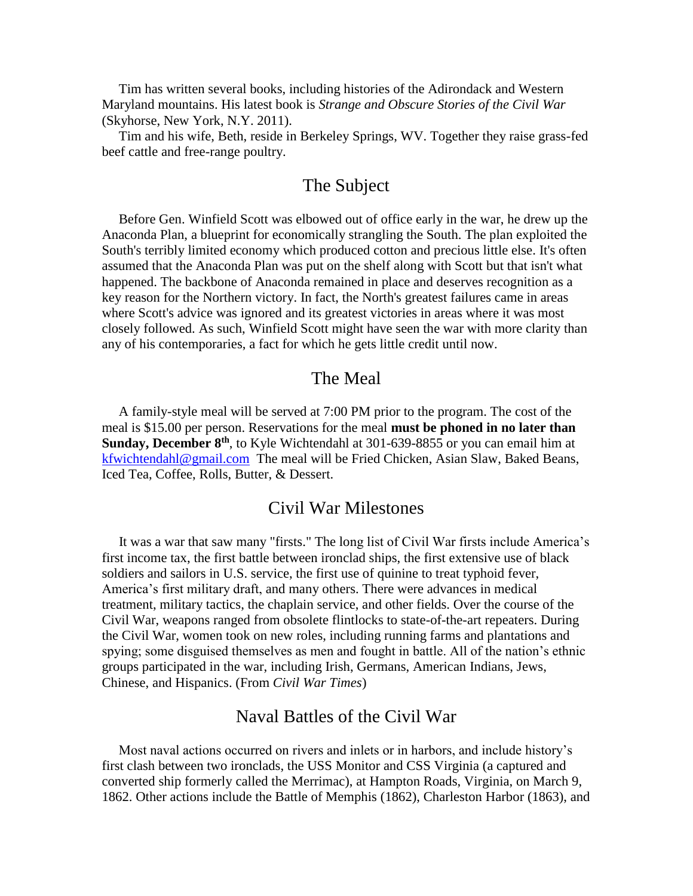Tim has written several books, including histories of the Adirondack and Western Maryland mountains. His latest book is *Strange and Obscure Stories of the Civil War* (Skyhorse, New York, N.Y. 2011).

Tim and his wife, Beth, reside in Berkeley Springs, WV. Together they raise grass-fed beef cattle and free-range poultry.

## The Subject

Before Gen. Winfield Scott was elbowed out of office early in the war, he drew up the Anaconda Plan, a blueprint for economically strangling the South. The plan exploited the South's terribly limited economy which produced cotton and precious little else. It's often assumed that the Anaconda Plan was put on the shelf along with Scott but that isn't what happened. The backbone of Anaconda remained in place and deserves recognition as a key reason for the Northern victory. In fact, the North's greatest failures came in areas where Scott's advice was ignored and its greatest victories in areas where it was most closely followed. As such, Winfield Scott might have seen the war with more clarity than any of his contemporaries, a fact for which he gets little credit until now.

## The Meal

A family-style meal will be served at 7:00 PM prior to the program. The cost of the meal is $15.00 per person. Reservations for the meal **must be phoned in no later than Sunday, December 8th**, to Kyle Wichtendahl at 301-639-8855 or you can email him at [kfwichtendahl@gmail.com](mailto:kfwichtendahl@gmail.com) The meal will be Fried Chicken, Asian Slaw, Baked Beans, Iced Tea, Coffee, Rolls, Butter, & Dessert.

## Civil War Milestones

It was a war that saw many "firsts." The long list of Civil War firsts include America's first income tax, the first battle between ironclad ships, the first extensive use of black soldiers and sailors in U.S. service, the first use of quinine to treat typhoid fever, America's first military draft, and many others. There were advances in medical treatment, military tactics, the chaplain service, and other fields. Over the course of the Civil War, weapons ranged from obsolete flintlocks to state-of-the-art repeaters. During the Civil War, women took on new roles, including running farms and plantations and spying; some disguised themselves as men and fought in battle. All of the nation's ethnic groups participated in the war, including Irish, Germans, American Indians, Jews, Chinese, and Hispanics. (From *Civil War Times*)

## Naval Battles of the Civil War

Most naval actions occurred on rivers and inlets or in harbors, and include history's first clash between two ironclads, the USS Monitor and CSS Virginia (a captured and converted ship formerly called the Merrimac), at Hampton Roads, Virginia, on March 9, 1862. Other actions include the Battle of Memphis (1862), Charleston Harbor (1863), and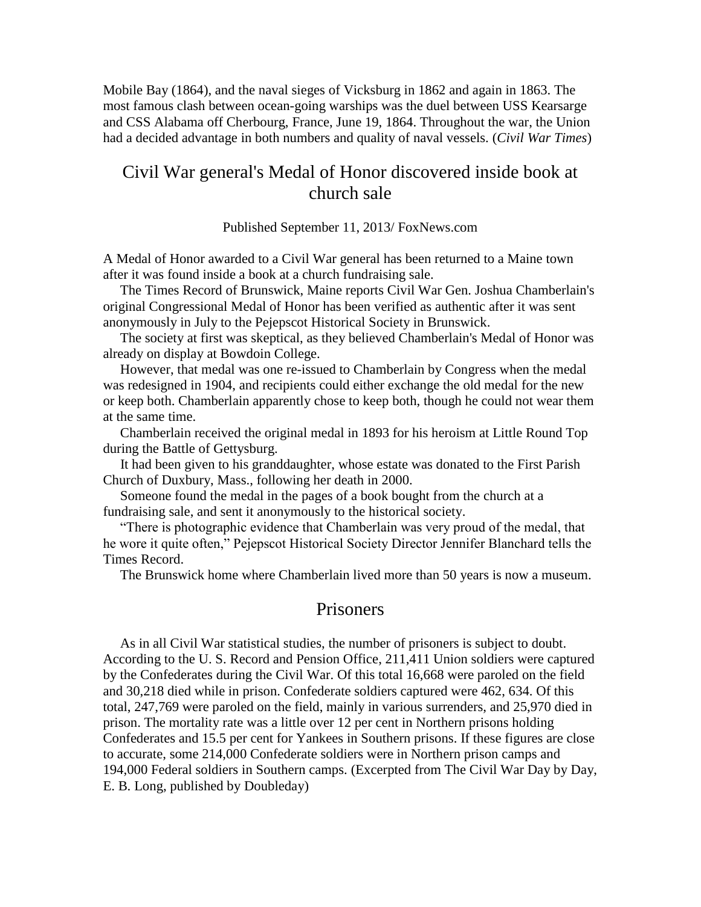Mobile Bay (1864), and the naval sieges of Vicksburg in 1862 and again in 1863. The most famous clash between ocean-going warships was the duel between USS Kearsarge and CSS Alabama off Cherbourg, France, June 19, 1864. Throughout the war, the Union had a decided advantage in both numbers and quality of naval vessels. (*Civil War Times*)

## Civil War general's Medal of Honor discovered inside book at church sale

Published September 11, 2013/ FoxNews.com

A Medal of Honor awarded to a Civil War general has been returned to a Maine town after it was found inside a book at a church fundraising sale.

The Times Record of Brunswick, Maine reports Civil War Gen. Joshua Chamberlain's original Congressional Medal of Honor has been verified as authentic after it was sent anonymously in July to the Pejepscot Historical Society in Brunswick.

The society at first was skeptical, as they believed Chamberlain's Medal of Honor was already on display at Bowdoin College.

However, that medal was one re-issued to Chamberlain by Congress when the medal was redesigned in 1904, and recipients could either exchange the old medal for the new or keep both. Chamberlain apparently chose to keep both, though he could not wear them at the same time.

Chamberlain received the original medal in 1893 for his heroism at Little Round Top during the Battle of Gettysburg.

It had been given to his granddaughter, whose estate was donated to the First Parish Church of Duxbury, Mass., following her death in 2000.

Someone found the medal in the pages of a book bought from the church at a fundraising sale, and sent it anonymously to the historical society.

"There is photographic evidence that Chamberlain was very proud of the medal, that he wore it quite often," Pejepscot Historical Society Director Jennifer Blanchard tells the Times Record.

The Brunswick home where Chamberlain lived more than 50 years is now a museum.

## Prisoners

As in all Civil War statistical studies, the number of prisoners is subject to doubt. According to the U. S. Record and Pension Office, 211,411 Union soldiers were captured by the Confederates during the Civil War. Of this total 16,668 were paroled on the field and 30,218 died while in prison. Confederate soldiers captured were 462, 634. Of this total, 247,769 were paroled on the field, mainly in various surrenders, and 25,970 died in prison. The mortality rate was a little over 12 per cent in Northern prisons holding Confederates and 15.5 per cent for Yankees in Southern prisons. If these figures are close to accurate, some 214,000 Confederate soldiers were in Northern prison camps and 194,000 Federal soldiers in Southern camps. (Excerpted from The Civil War Day by Day, E. B. Long, published by Doubleday)